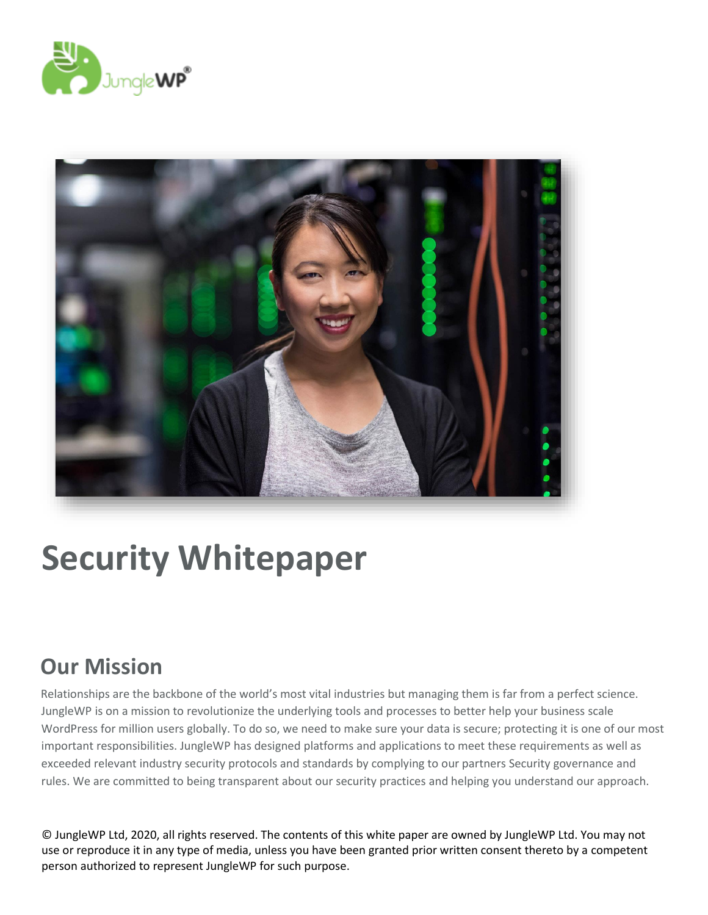# Security Whitepaper

## Our Mission

Relationships are the backbone of the world's most vital industries but managing them is far from a perfect science. JungleWP is on a mission to revolutionize the underlying tools and processes to better help your business scale WordPress for million users globally. To do so, we need to make sure your data is secure; protecting it is one of our most important responsibilities. JungleWP has designed platforms and applications to meet these requirements as well as exceeded relevant industry security protocols and standards by complying to our partners Security governance and rules. We are committed to being transparent about our security practices and helping you understand our approach.

© JungleWP Ltd, 2020, all rights reserved. The contents of this white paper are owned by JungleWP Ltd. You may not use or reproduce it in any type of media, unless you have been granted prior written consent thereto by a competent person authorized to represent JungleWP for such purpose.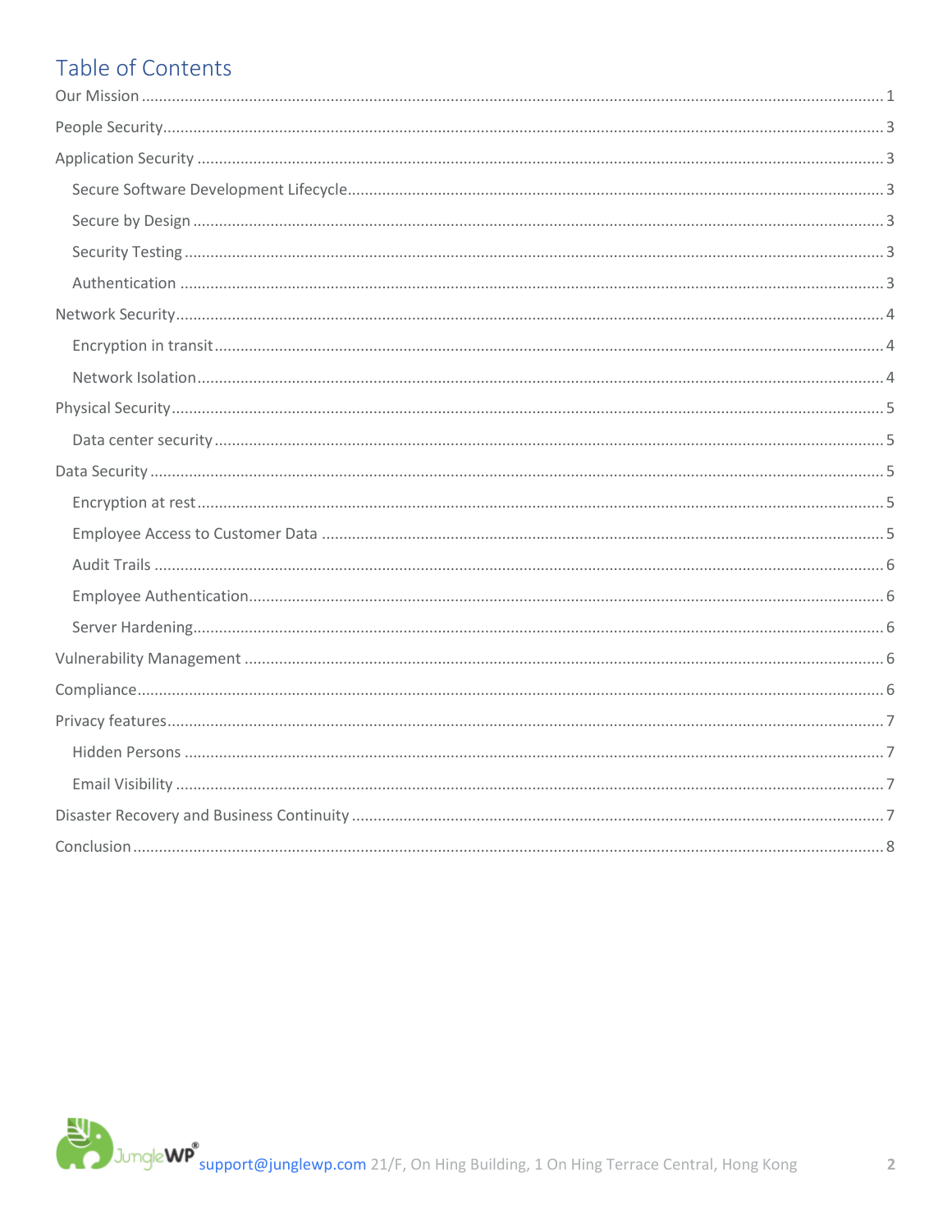# Table of Contents

- Our Mission ... 1
- People Security ... 3
- Application Security ... 3
  - Secure Software Development Lifecycle ... 3
  - Secure by Design ... 3
  - Security Testing ... 3
  - Authentication ... 3
- Network Security ... 4
  - Encryption in transit ... 4
  - Network Isolation ... 4
- Physical Security ... 5
  - Data center security ... 5
- Data Security ... 5
  - Encryption at rest ... 5
  - Employee Access to Customer Data ... 5
  - Audit Trails ... 6
  - Employee Authentication ... 6
  - Server Hardening ... 6
- Vulnerability Management ... 6
- Compliance ... 6
- Privacy features ... 7
  - Hidden Persons ... 7
  - Email Visibility ... 7
- Disaster Recovery and Business Continuity ... 7
- Conclusion ... 8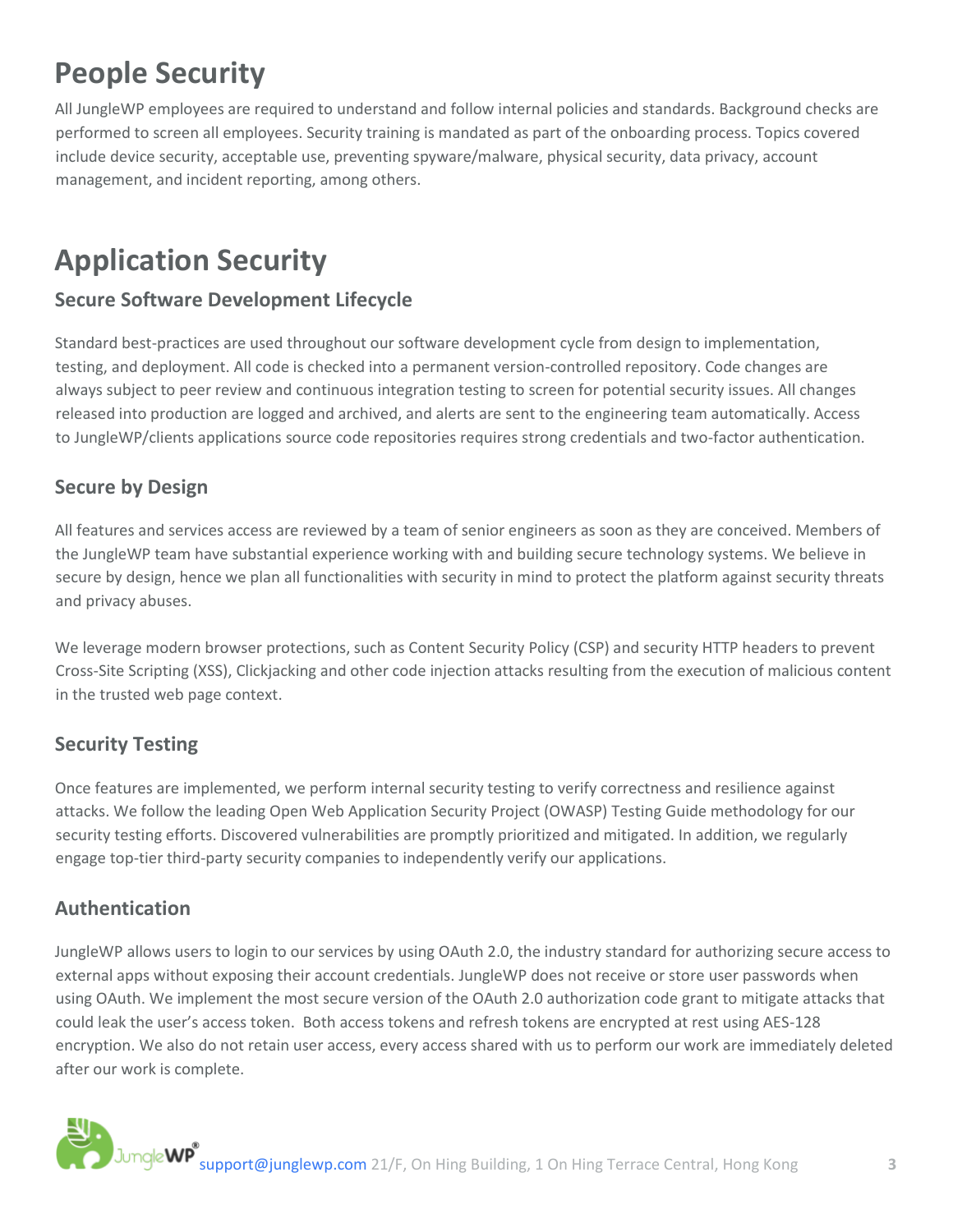# People Security

All JungleWP employees are required to understand and follow internal policies and standards. Background checks are performed to screen all employees. Security training is mandated as part of the onboarding process. Topics covered include device security, acceptable use, preventing spyware/malware, physical security, data privacy, account management, and incident reporting, among others.

# Application Security

## Secure Software Development Lifecycle

Standard best-practices are used throughout our software development cycle from design to implementation, testing, and deployment. All code is checked into a permanent version-controlled repository. Code changes are always subject to peer review and continuous integration testing to screen for potential security issues. All changes released into production are logged and archived, and alerts are sent to the engineering team automatically. Access to JungleWP/clients applications source code repositories requires strong credentials and two-factor authentication.

## Secure by Design

All features and services access are reviewed by a team of senior engineers as soon as they are conceived. Members of the JungleWP team have substantial experience working with and building secure technology systems. We believe in secure by design, hence we plan all functionalities with security in mind to protect the platform against security threats and privacy abuses.

We leverage modern browser protections, such as Content Security Policy (CSP) and security HTTP headers to prevent Cross-Site Scripting (XSS), Clickjacking and other code injection attacks resulting from the execution of malicious content in the trusted web page context.

## Security Testing

Once features are implemented, we perform internal security testing to verify correctness and resilience against attacks. We follow the leading Open Web Application Security Project (OWASP) Testing Guide methodology for our security testing efforts. Discovered vulnerabilities are promptly prioritized and mitigated. In addition, we regularly engage top-tier third-party security companies to independently verify our applications.

## Authentication

JungleWP allows users to login to our services by using OAuth 2.0, the industry standard for authorizing secure access to external apps without exposing their account credentials. JungleWP does not receive or store user passwords when using OAuth. We implement the most secure version of the OAuth 2.0 authorization code grant to mitigate attacks that could leak the user's access token. Both access tokens and refresh tokens are encrypted at rest using AES-128 encryption. We also do not retain user access, every access shared with us to perform our work are immediately deleted after our work is complete.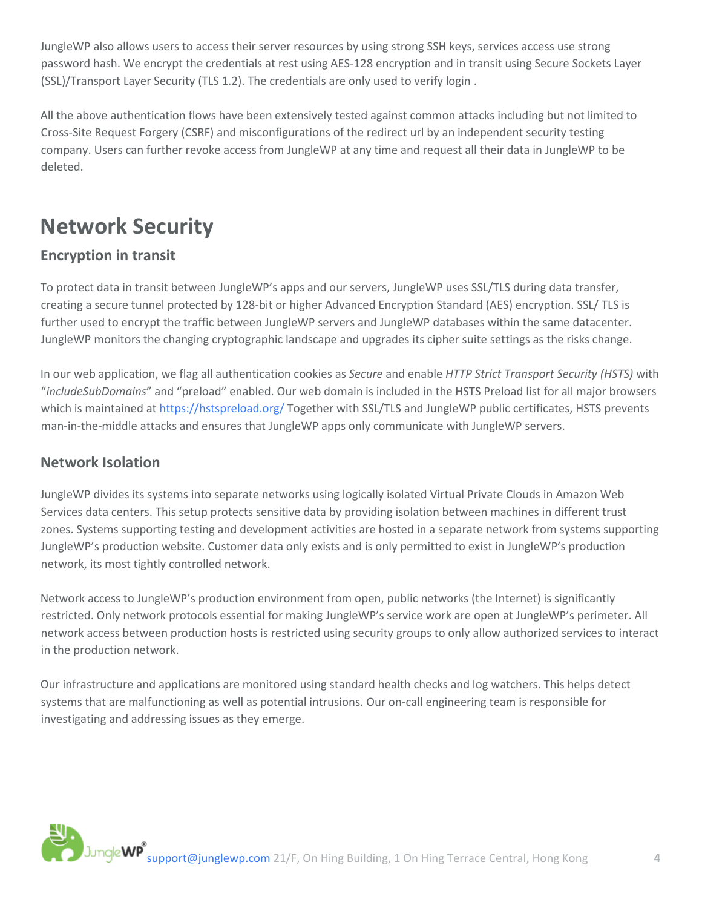JungleWP also allows users to access their server resources by using strong SSH keys, services access use strong password hash. We encrypt the credentials at rest using AES-128 encryption and in transit using Secure Sockets Layer (SSL)/Transport Layer Security (TLS 1.2). The credentials are only used to verify login .

All the above authentication flows have been extensively tested against common attacks including but not limited to Cross-Site Request Forgery (CSRF) and misconfigurations of the redirect url by an independent security testing company. Users can further revoke access from JungleWP at any time and request all their data in JungleWP to be deleted.

# Network Security

## Encryption in transit

To protect data in transit between JungleWP's apps and our servers, JungleWP uses SSL/TLS during data transfer, creating a secure tunnel protected by 128-bit or higher Advanced Encryption Standard (AES) encryption. SSL/ TLS is further used to encrypt the traffic between JungleWP servers and JungleWP databases within the same datacenter. JungleWP monitors the changing cryptographic landscape and upgrades its cipher suite settings as the risks change.

In our web application, we flag all authentication cookies as *Secure* and enable *HTTP Strict Transport Security (HSTS)* with "*includeSubDomains*" and "preload" enabled. Our web domain is included in the HSTS Preload list for all major browsers which is maintained at https://hstspreload.org/ Together with SSL/TLS and JungleWP public certificates, HSTS prevents man-in-the-middle attacks and ensures that JungleWP apps only communicate with JungleWP servers.

## Network Isolation

JungleWP divides its systems into separate networks using logically isolated Virtual Private Clouds in Amazon Web Services data centers. This setup protects sensitive data by providing isolation between machines in different trust zones. Systems supporting testing and development activities are hosted in a separate network from systems supporting JungleWP's production website. Customer data only exists and is only permitted to exist in JungleWP's production network, its most tightly controlled network.

Network access to JungleWP's production environment from open, public networks (the Internet) is significantly restricted. Only network protocols essential for making JungleWP's service work are open at JungleWP's perimeter. All network access between production hosts is restricted using security groups to only allow authorized services to interact in the production network.

Our infrastructure and applications are monitored using standard health checks and log watchers. This helps detect systems that are malfunctioning as well as potential intrusions. Our on-call engineering team is responsible for investigating and addressing issues as they emerge.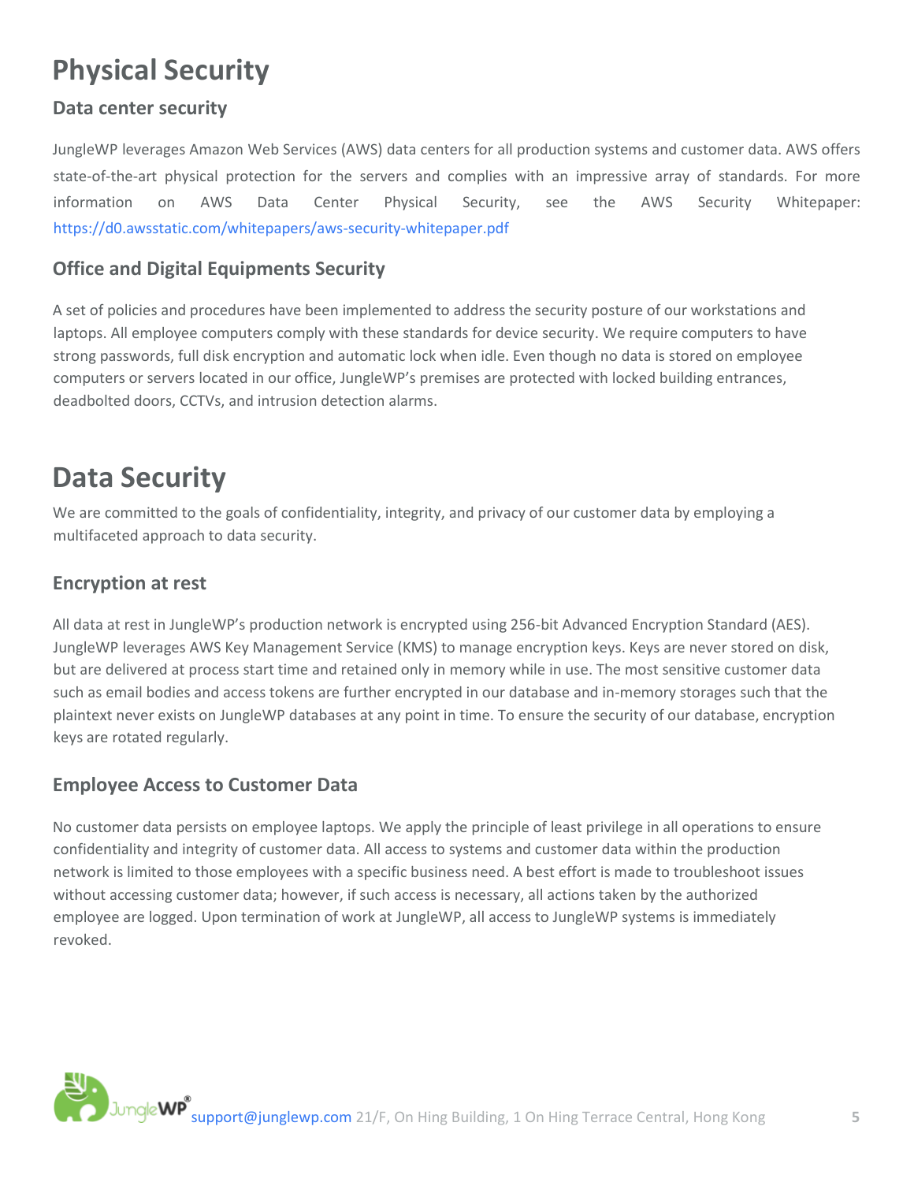# Physical Security

## Data center security

JungleWP leverages Amazon Web Services (AWS) data centers for all production systems and customer data. AWS offers state-of-the-art physical protection for the servers and complies with an impressive array of standards. For more information on AWS Data Center Physical Security, see the AWS Security Whitepaper: https://d0.awsstatic.com/whitepapers/aws-security-whitepaper.pdf

## Office and Digital Equipments Security

A set of policies and procedures have been implemented to address the security posture of our workstations and laptops. All employee computers comply with these standards for device security. We require computers to have strong passwords, full disk encryption and automatic lock when idle. Even though no data is stored on employee computers or servers located in our office, JungleWP's premises are protected with locked building entrances, deadbolted doors, CCTVs, and intrusion detection alarms.

# Data Security

We are committed to the goals of confidentiality, integrity, and privacy of our customer data by employing a multifaceted approach to data security.

## Encryption at rest

All data at rest in JungleWP's production network is encrypted using 256-bit Advanced Encryption Standard (AES). JungleWP leverages AWS Key Management Service (KMS) to manage encryption keys. Keys are never stored on disk, but are delivered at process start time and retained only in memory while in use. The most sensitive customer data such as email bodies and access tokens are further encrypted in our database and in-memory storages such that the plaintext never exists on JungleWP databases at any point in time. To ensure the security of our database, encryption keys are rotated regularly.

## Employee Access to Customer Data

No customer data persists on employee laptops. We apply the principle of least privilege in all operations to ensure confidentiality and integrity of customer data. All access to systems and customer data within the production network is limited to those employees with a specific business need. A best effort is made to troubleshoot issues without accessing customer data; however, if such access is necessary, all actions taken by the authorized employee are logged. Upon termination of work at JungleWP, all access to JungleWP systems is immediately revoked.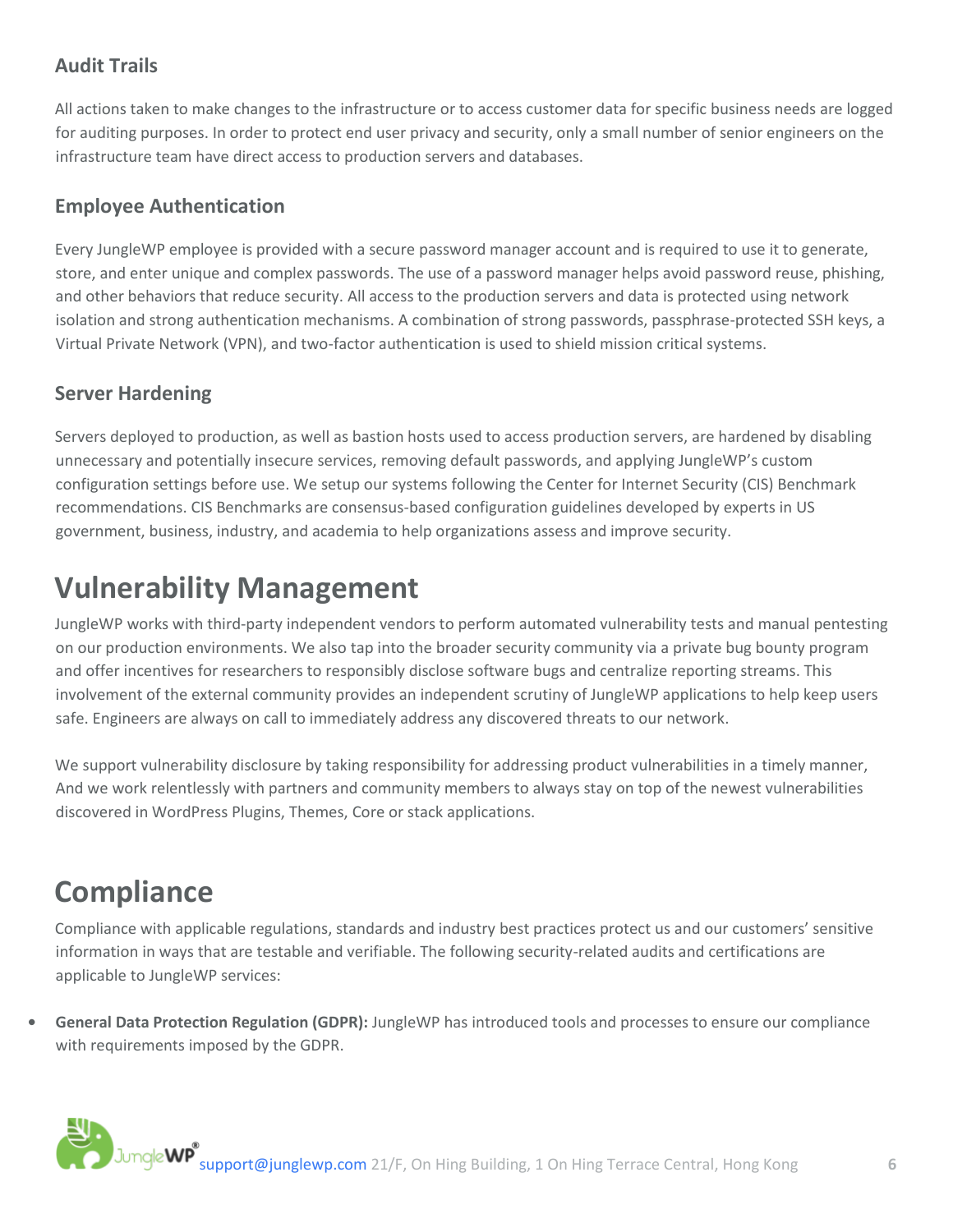### Audit Trails

All actions taken to make changes to the infrastructure or to access customer data for specific business needs are logged for auditing purposes. In order to protect end user privacy and security, only a small number of senior engineers on the infrastructure team have direct access to production servers and databases.

### Employee Authentication

Every JungleWP employee is provided with a secure password manager account and is required to use it to generate, store, and enter unique and complex passwords. The use of a password manager helps avoid password reuse, phishing, and other behaviors that reduce security. All access to the production servers and data is protected using network isolation and strong authentication mechanisms. A combination of strong passwords, passphrase-protected SSH keys, a Virtual Private Network (VPN), and two-factor authentication is used to shield mission critical systems.

### Server Hardening

Servers deployed to production, as well as bastion hosts used to access production servers, are hardened by disabling unnecessary and potentially insecure services, removing default passwords, and applying JungleWP's custom configuration settings before use. We setup our systems following the Center for Internet Security (CIS) Benchmark recommendations. CIS Benchmarks are consensus-based configuration guidelines developed by experts in US government, business, industry, and academia to help organizations assess and improve security.

## Vulnerability Management

JungleWP works with third-party independent vendors to perform automated vulnerability tests and manual pentesting on our production environments. We also tap into the broader security community via a private bug bounty program and offer incentives for researchers to responsibly disclose software bugs and centralize reporting streams. This involvement of the external community provides an independent scrutiny of JungleWP applications to help keep users safe. Engineers are always on call to immediately address any discovered threats to our network.

We support vulnerability disclosure by taking responsibility for addressing product vulnerabilities in a timely manner, And we work relentlessly with partners and community members to always stay on top of the newest vulnerabilities discovered in WordPress Plugins, Themes, Core or stack applications.

## Compliance

Compliance with applicable regulations, standards and industry best practices protect us and our customers' sensitive information in ways that are testable and verifiable. The following security-related audits and certifications are applicable to JungleWP services:

- **General Data Protection Regulation (GDPR):** JungleWP has introduced tools and processes to ensure our compliance with requirements imposed by the GDPR.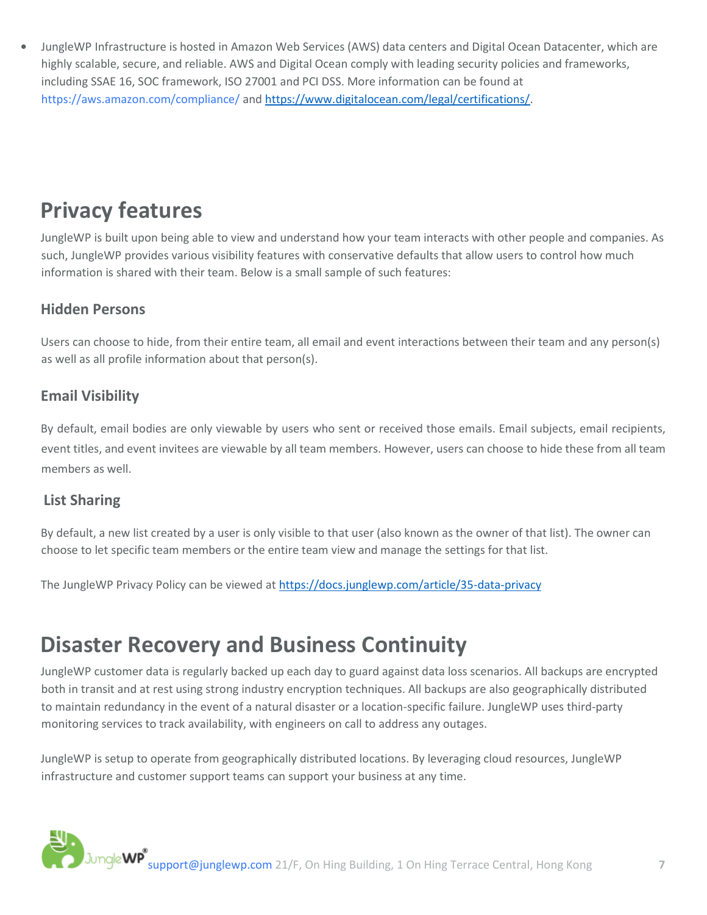- JungleWP Infrastructure is hosted in Amazon Web Services (AWS) data centers and Digital Ocean Datacenter, which are highly scalable, secure, and reliable. AWS and Digital Ocean comply with leading security policies and frameworks, including SSAE 16, SOC framework, ISO 27001 and PCI DSS. More information can be found at https://aws.amazon.com/compliance/ and https://www.digitalocean.com/legal/certifications/.

# Privacy features

JungleWP is built upon being able to view and understand how your team interacts with other people and companies. As such, JungleWP provides various visibility features with conservative defaults that allow users to control how much information is shared with their team. Below is a small sample of such features:

### Hidden Persons

Users can choose to hide, from their entire team, all email and event interactions between their team and any person(s) as well as all profile information about that person(s).

### Email Visibility

By default, email bodies are only viewable by users who sent or received those emails. Email subjects, email recipients, event titles, and event invitees are viewable by all team members. However, users can choose to hide these from all team members as well.

### List Sharing

By default, a new list created by a user is only visible to that user (also known as the owner of that list). The owner can choose to let specific team members or the entire team view and manage the settings for that list.

The JungleWP Privacy Policy can be viewed at https://docs.junglewp.com/article/35-data-privacy

# Disaster Recovery and Business Continuity

JungleWP customer data is regularly backed up each day to guard against data loss scenarios. All backups are encrypted both in transit and at rest using strong industry encryption techniques. All backups are also geographically distributed to maintain redundancy in the event of a natural disaster or a location-specific failure. JungleWP uses third-party monitoring services to track availability, with engineers on call to address any outages.

JungleWP is setup to operate from geographically distributed locations. By leveraging cloud resources, JungleWP infrastructure and customer support teams can support your business at any time.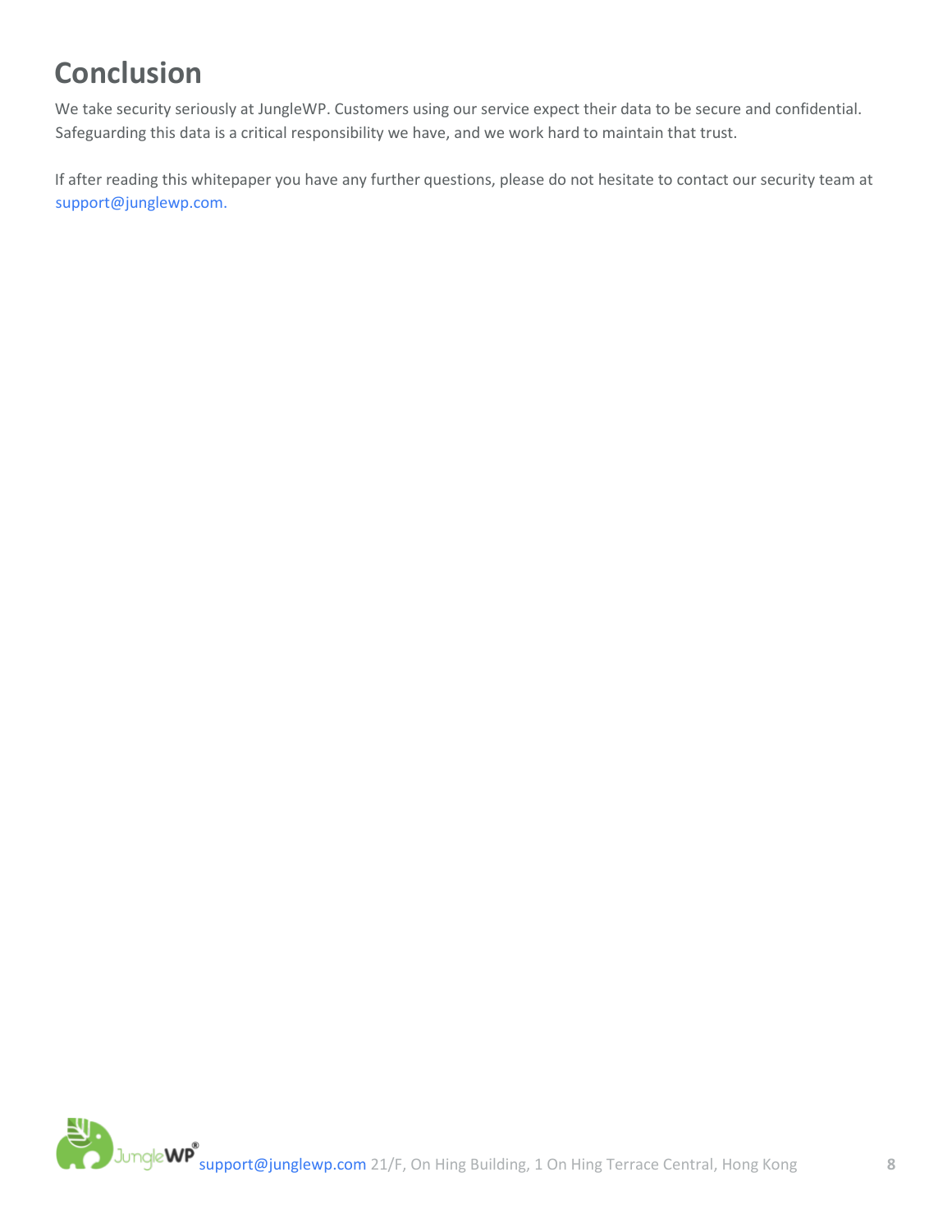# Conclusion

We take security seriously at JungleWP. Customers using our service expect their data to be secure and confidential. Safeguarding this data is a critical responsibility we have, and we work hard to maintain that trust.

If after reading this whitepaper you have any further questions, please do not hesitate to contact our security team at support@junglewp.com.